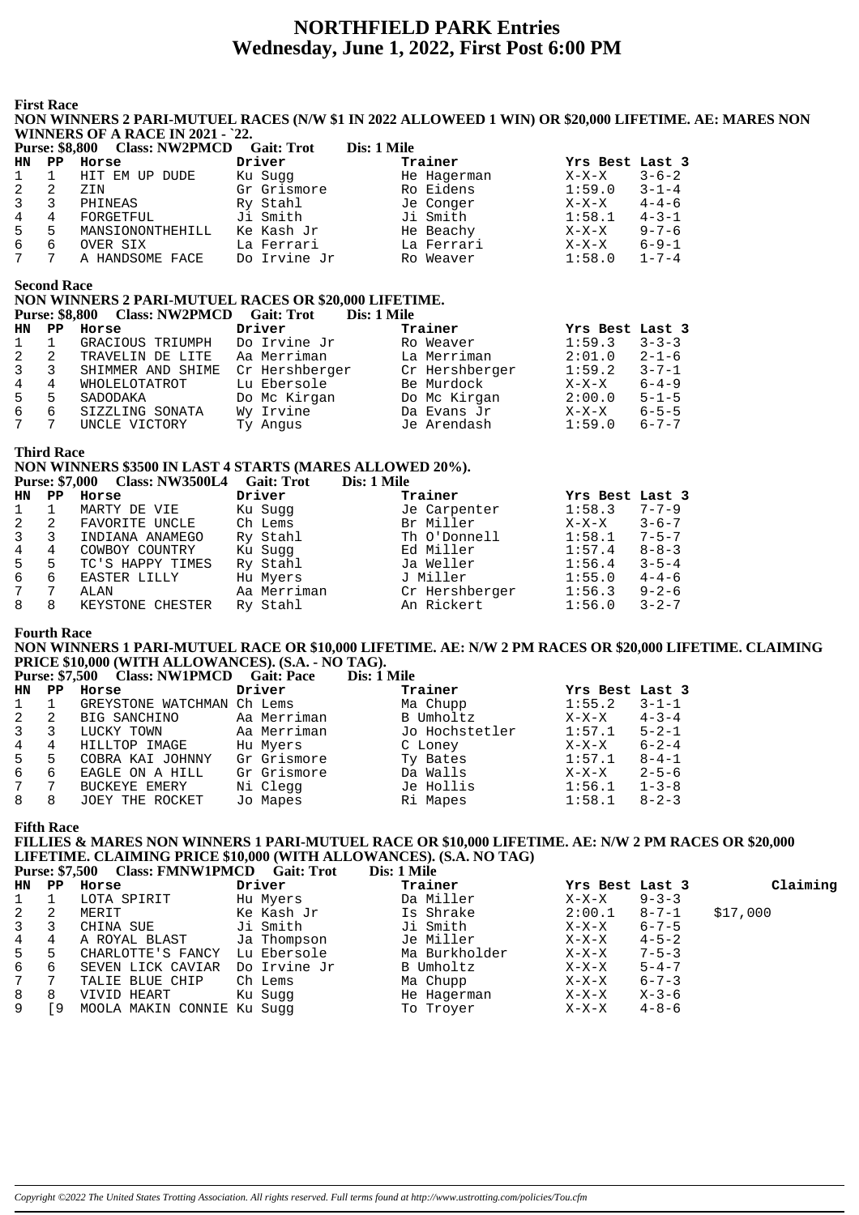# NORTHFIELD PARK Entries
## Wednesday, June 1, 2022, First Post 6:00 PM

### First Race

**NON WINNERS 2 PARI-MUTUEL RACES (N/W $1 IN 2022 ALLOWEED 1 WIN) OR $20,000 LIFETIME. AE: MARES NON WINNERS OF A RACE IN 2021 - `22.**

**Purse: $8,800 Class: NW2PMCD Gait: Trot Dis: 1 Mile**

| HN | PP | Horse | Driver | Trainer | Yrs Best | Last 3 |
|---|---|---|---|---|---|---|
| 1 | 1 | HIT EM UP DUDE | Ku Sugg | He Hagerman | X-X-X | 3-6-2 |
| 2 | 2 | ZIN | Gr Grismore | Ro Eidens | 1:59.0 | 3-1-4 |
| 3 | 3 | PHINEAS | Ry Stahl | Je Conger | X-X-X | 4-4-6 |
| 4 | 4 | FORGETFUL | Ji Smith | Ji Smith | 1:58.1 | 4-3-1 |
| 5 | 5 | MANSIONONTHEHILL | Ke Kash Jr | He Beachy | X-X-X | 9-7-6 |
| 6 | 6 | OVER SIX | La Ferrari | La Ferrari | X-X-X | 6-9-1 |
| 7 | 7 | A HANDSOME FACE | Do Irvine Jr | Ro Weaver | 1:58.0 | 1-7-4 |

### Second Race

**NON WINNERS 2 PARI-MUTUEL RACES OR $20,000 LIFETIME.**

**Purse: $8,800 Class: NW2PMCD Gait: Trot Dis: 1 Mile**

| HN | PP | Horse | Driver | Trainer | Yrs Best | Last 3 |
|---|---|---|---|---|---|---|
| 1 | 1 | GRACIOUS TRIUMPH | Do Irvine Jr | Ro Weaver | 1:59.3 | 3-3-3 |
| 2 | 2 | TRAVELIN DE LITE | Aa Merriman | La Merriman | 2:01.0 | 2-1-6 |
| 3 | 3 | SHIMMER AND SHIME | Cr Hershberger | Cr Hershberger | 1:59.2 | 3-7-1 |
| 4 | 4 | WHOLELOTATROT | Lu Ebersole | Be Murdock | X-X-X | 6-4-9 |
| 5 | 5 | SADODAKA | Do Mc Kirgan | Do Mc Kirgan | 2:00.0 | 5-1-5 |
| 6 | 6 | SIZZLING SONATA | Wy Irvine | Da Evans Jr | X-X-X | 6-5-5 |
| 7 | 7 | UNCLE VICTORY | Ty Angus | Je Arendash | 1:59.0 | 6-7-7 |

### Third Race

**NON WINNERS $3500 IN LAST 4 STARTS (MARES ALLOWED 20%).**

**Purse: $7,000 Class: NW3500L4 Gait: Trot Dis: 1 Mile**

| HN | PP | Horse | Driver | Trainer | Yrs Best | Last 3 |
|---|---|---|---|---|---|---|
| 1 | 1 | MARTY DE VIE | Ku Sugg | Je Carpenter | 1:58.3 | 7-7-9 |
| 2 | 2 | FAVORITE UNCLE | Ch Lems | Br Miller | X-X-X | 3-6-7 |
| 3 | 3 | INDIANA ANAMEGO | Ry Stahl | Th O'Donnell | 1:58.1 | 7-5-7 |
| 4 | 4 | COWBOY COUNTRY | Ku Sugg | Ed Miller | 1:57.4 | 8-8-3 |
| 5 | 5 | TC'S HAPPY TIMES | Ry Stahl | Ja Weller | 1:56.4 | 3-5-4 |
| 6 | 6 | EASTER LILLY | Hu Myers | J Miller | 1:55.0 | 4-4-6 |
| 7 | 7 | ALAN | Aa Merriman | Cr Hershberger | 1:56.3 | 9-2-6 |
| 8 | 8 | KEYSTONE CHESTER | Ry Stahl | An Rickert | 1:56.0 | 3-2-7 |

### Fourth Race

**NON WINNERS 1 PARI-MUTUEL RACE OR $10,000 LIFETIME. AE: N/W 2 PM RACES OR $20,000 LIFETIME. CLAIMING PRICE $10,000 (WITH ALLOWANCES). (S.A. - NO TAG).**

**Purse: $7,500 Class: NW1PMCD Gait: Pace Dis: 1 Mile**

| HN | PP | Horse | Driver | Trainer | Yrs Best | Last 3 |
|---|---|---|---|---|---|---|
| 1 | 1 | GREYSTONE WATCHMAN | Ch Lems | Ma Chupp | 1:55.2 | 3-1-1 |
| 2 | 2 | BIG SANCHINO | Aa Merriman | B Umholtz | X-X-X | 4-3-4 |
| 3 | 3 | LUCKY TOWN | Aa Merriman | Jo Hochstetler | 1:57.1 | 5-2-1 |
| 4 | 4 | HILLTOP IMAGE | Hu Myers | C Loney | X-X-X | 6-2-4 |
| 5 | 5 | COBRA KAI JOHNNY | Gr Grismore | Ty Bates | 1:57.1 | 8-4-1 |
| 6 | 6 | EAGLE ON A HILL | Gr Grismore | Da Walls | X-X-X | 2-5-6 |
| 7 | 7 | BUCKEYE EMERY | Ni Clegg | Je Hollis | 1:56.1 | 1-3-8 |
| 8 | 8 | JOEY THE ROCKET | Jo Mapes | Ri Mapes | 1:58.1 | 8-2-3 |

### Fifth Race

**FILLIES & MARES NON WINNERS 1 PARI-MUTUEL RACE OR $10,000 LIFETIME. AE: N/W 2 PM RACES OR $20,000 LIFETIME. CLAIMING PRICE $10,000 (WITH ALLOWANCES). (S.A. NO TAG)**

**Purse: $7,500 Class: FMNW1PMCD Gait: Trot Dis: 1 Mile**

| HN | PP | Horse | Driver | Trainer | Yrs Best | Last 3 | Claiming |
|---|---|---|---|---|---|---|---|
| 1 | 1 | LOTA SPIRIT | Hu Myers | Da Miller | X-X-X | 9-3-3 | |
| 2 | 2 | MERIT | Ke Kash Jr | Is Shrake | 2:00.1 | 8-7-1 | $17,000 |
| 3 | 3 | CHINA SUE | Ji Smith | Ji Smith | X-X-X | 6-7-5 | |
| 4 | 4 | A ROYAL BLAST | Ja Thompson | Je Miller | X-X-X | 4-5-2 | |
| 5 | 5 | CHARLOTTE'S FANCY | Lu Ebersole | Ma Burkholder | X-X-X | 7-5-3 | |
| 6 | 6 | SEVEN LICK CAVIAR | Do Irvine Jr | B Umholtz | X-X-X | 5-4-7 | |
| 7 | 7 | TALIE BLUE CHIP | Ch Lems | Ma Chupp | X-X-X | 6-7-3 | |
| 8 | 8 | VIVID HEART | Ku Sugg | He Hagerman | X-X-X | X-3-6 | |
| 9 | [9 | MOOLA MAKIN CONNIE | Ku Sugg | To Troyer | X-X-X | 4-8-6 | |

*Copyright ©2022 The United States Trotting Association. All rights reserved. Full terms found at http://www.ustrotting.com/policies/Tou.cfm*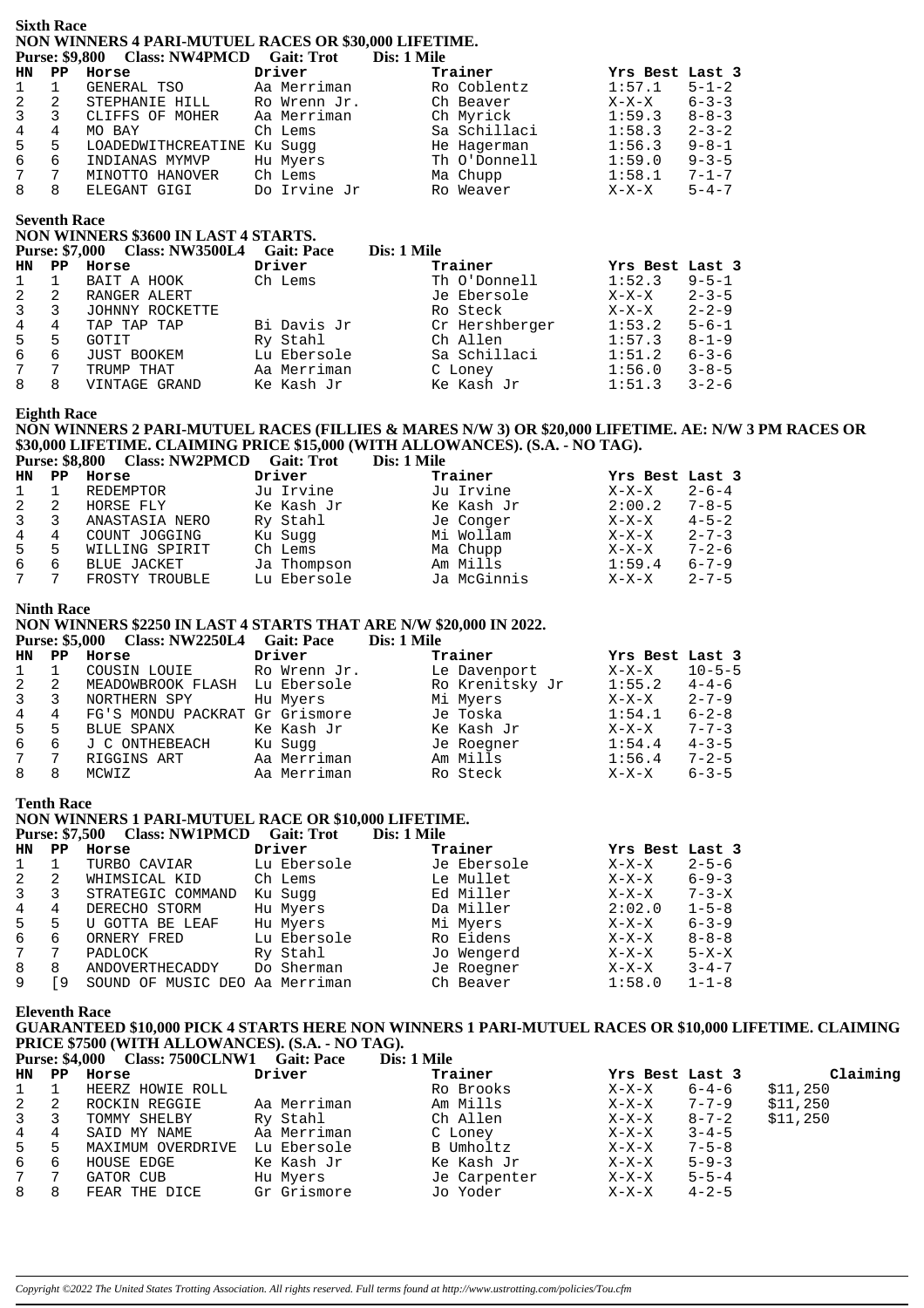## Sixth Race

**NON WINNERS 4 PARI-MUTUEL RACES OR $30,000 LIFETIME.**

**Purse: $9,800 Class: NW4PMCD Gait: Trot Dis: 1 Mile**

| HN | PP | Horse | Driver | Trainer | Yrs Best | Last 3 |
|---|---|---|---|---|---|---|
| 1 | 1 | GENERAL TSO | Aa Merriman | Ro Coblentz | 1:57.1 | 5-1-2 |
| 2 | 2 | STEPHANIE HILL | Ro Wrenn Jr. | Ch Beaver | X-X-X | 6-3-3 |
| 3 | 3 | CLIFFS OF MOHER | Aa Merriman | Ch Myrick | 1:59.3 | 8-8-3 |
| 4 | 4 | MO BAY | Ch Lems | Sa Schillaci | 1:58.3 | 2-3-2 |
| 5 | 5 | LOADEDWITHCREATINE | Ku Sugg | He Hagerman | 1:56.3 | 9-8-1 |
| 6 | 6 | INDIANAS MYMVP | Hu Myers | Th O'Donnell | 1:59.0 | 9-3-5 |
| 7 | 7 | MINOTTO HANOVER | Ch Lems | Ma Chupp | 1:58.1 | 7-1-7 |
| 8 | 8 | ELEGANT GIGI | Do Irvine Jr | Ro Weaver | X-X-X | 5-4-7 |

## Seventh Race

**NON WINNERS $3600 IN LAST 4 STARTS.**

**Purse: $7,000 Class: NW3500L4 Gait: Pace Dis: 1 Mile**

| HN | PP | Horse | Driver | Trainer | Yrs Best | Last 3 |
|---|---|---|---|---|---|---|
| 1 | 1 | BAIT A HOOK | Ch Lems | Th O'Donnell | 1:52.3 | 9-5-1 |
| 2 | 2 | RANGER ALERT | | Je Ebersole | X-X-X | 2-3-5 |
| 3 | 3 | JOHNNY ROCKETTE | | Ro Steck | X-X-X | 2-2-9 |
| 4 | 4 | TAP TAP TAP | Bi Davis Jr | Cr Hershberger | 1:53.2 | 5-6-1 |
| 5 | 5 | GOTIT | Ry Stahl | Ch Allen | 1:57.3 | 8-1-9 |
| 6 | 6 | JUST BOOKEM | Lu Ebersole | Sa Schillaci | 1:51.2 | 6-3-6 |
| 7 | 7 | TRUMP THAT | Aa Merriman | C Loney | 1:56.0 | 3-8-5 |
| 8 | 8 | VINTAGE GRAND | Ke Kash Jr | Ke Kash Jr | 1:51.3 | 3-2-6 |

## Eighth Race

**NON WINNERS 2 PARI-MUTUEL RACES (FILLIES & MARES N/W 3) OR $20,000 LIFETIME. AE: N/W 3 PM RACES OR $30,000 LIFETIME. CLAIMING PRICE $15,000 (WITH ALLOWANCES). (S.A. - NO TAG).**

**Purse: $8,800 Class: NW2PMCD Gait: Trot Dis: 1 Mile**

| HN | PP | Horse | Driver | Trainer | Yrs Best | Last 3 |
|---|---|---|---|---|---|---|
| 1 | 1 | REDEMPTOR | Ju Irvine | Ju Irvine | X-X-X | 2-6-4 |
| 2 | 2 | HORSE FLY | Ke Kash Jr | Ke Kash Jr | 2:00.2 | 7-8-5 |
| 3 | 3 | ANASTASIA NERO | Ry Stahl | Je Conger | X-X-X | 4-5-2 |
| 4 | 4 | COUNT JOGGING | Ku Sugg | Mi Wollam | X-X-X | 2-7-3 |
| 5 | 5 | WILLING SPIRIT | Ch Lems | Ma Chupp | X-X-X | 7-2-6 |
| 6 | 6 | BLUE JACKET | Ja Thompson | Am Mills | 1:59.4 | 6-7-9 |
| 7 | 7 | FROSTY TROUBLE | Lu Ebersole | Ja McGinnis | X-X-X | 2-7-5 |

## Ninth Race

**NON WINNERS $2250 IN LAST 4 STARTS THAT ARE N/W $20,000 IN 2022.**

**Purse: $5,000 Class: NW2250L4 Gait: Pace Dis: 1 Mile**

| HN | PP | Horse | Driver | Trainer | Yrs Best | Last 3 |
|---|---|---|---|---|---|---|
| 1 | 1 | COUSIN LOUIE | Ro Wrenn Jr. | Le Davenport | X-X-X | 10-5-5 |
| 2 | 2 | MEADOWBROOK FLASH | Lu Ebersole | Ro Krenitsky Jr | 1:55.2 | 4-4-6 |
| 3 | 3 | NORTHERN SPY | Hu Myers | Mi Myers | X-X-X | 2-7-9 |
| 4 | 4 | FG'S MONDU PACKRAT | Gr Grismore | Je Toska | 1:54.1 | 6-2-8 |
| 5 | 5 | BLUE SPANX | Ke Kash Jr | Ke Kash Jr | X-X-X | 7-7-3 |
| 6 | 6 | J C ONTHEBEACH | Ku Sugg | Je Roegner | 1:54.4 | 4-3-5 |
| 7 | 7 | RIGGINS ART | Aa Merriman | Am Mills | 1:56.4 | 7-2-5 |
| 8 | 8 | MCWIZ | Aa Merriman | Ro Steck | X-X-X | 6-3-5 |

## Tenth Race

**NON WINNERS 1 PARI-MUTUEL RACE OR $10,000 LIFETIME.**

**Purse: $7,500 Class: NW1PMCD Gait: Trot Dis: 1 Mile**

| HN | PP | Horse | Driver | Trainer | Yrs Best | Last 3 |
|---|---|---|---|---|---|---|
| 1 | 1 | TURBO CAVIAR | Lu Ebersole | Je Ebersole | X-X-X | 2-5-6 |
| 2 | 2 | WHIMSICAL KID | Ch Lems | Le Mullet | X-X-X | 6-9-3 |
| 3 | 3 | STRATEGIC COMMAND | Ku Sugg | Ed Miller | X-X-X | 7-3-X |
| 4 | 4 | DERECHO STORM | Hu Myers | Da Miller | 2:02.0 | 1-5-8 |
| 5 | 5 | U GOTTA BE LEAF | Hu Myers | Mi Myers | X-X-X | 6-3-9 |
| 6 | 6 | ORNERY FRED | Lu Ebersole | Ro Eidens | X-X-X | 8-8-8 |
| 7 | 7 | PADLOCK | Ry Stahl | Jo Wengerd | X-X-X | 5-X-X |
| 8 | 8 | ANDOVERTHECADDY | Do Sherman | Je Roegner | X-X-X | 3-4-7 |
| 9 | [9 | SOUND OF MUSIC DEO | Aa Merriman | Ch Beaver | 1:58.0 | 1-1-8 |

## Eleventh Race

**GUARANTEED $10,000 PICK 4 STARTS HERE NON WINNERS 1 PARI-MUTUEL RACES OR $10,000 LIFETIME. CLAIMING PRICE $7500 (WITH ALLOWANCES). (S.A. - NO TAG).**

**Purse: $4,000 Class: 7500CLNW1 Gait: Pace Dis: 1 Mile**

| HN | PP | Horse | Driver | Trainer | Yrs Best | Last 3 | Claiming |
|---|---|---|---|---|---|---|---|
| 1 | 1 | HEERZ HOWIE ROLL | | Ro Brooks | X-X-X | 6-4-6 | $11,250 |
| 2 | 2 | ROCKIN REGGIE | Aa Merriman | Am Mills | X-X-X | 7-7-9 | $11,250 |
| 3 | 3 | TOMMY SHELBY | Ry Stahl | Ch Allen | X-X-X | 8-7-2 | $11,250 |
| 4 | 4 | SAID MY NAME | Aa Merriman | C Loney | X-X-X | 3-4-5 | |
| 5 | 5 | MAXIMUM OVERDRIVE | Lu Ebersole | B Umholtz | X-X-X | 7-5-8 | |
| 6 | 6 | HOUSE EDGE | Ke Kash Jr | Ke Kash Jr | X-X-X | 5-9-3 | |
| 7 | 7 | GATOR CUB | Hu Myers | Je Carpenter | X-X-X | 5-5-4 | |
| 8 | 8 | FEAR THE DICE | Gr Grismore | Jo Yoder | X-X-X | 4-2-5 | |

*Copyright ©2022 The United States Trotting Association. All rights reserved. Full terms found at http://www.ustrotting.com/policies/Tou.cfm*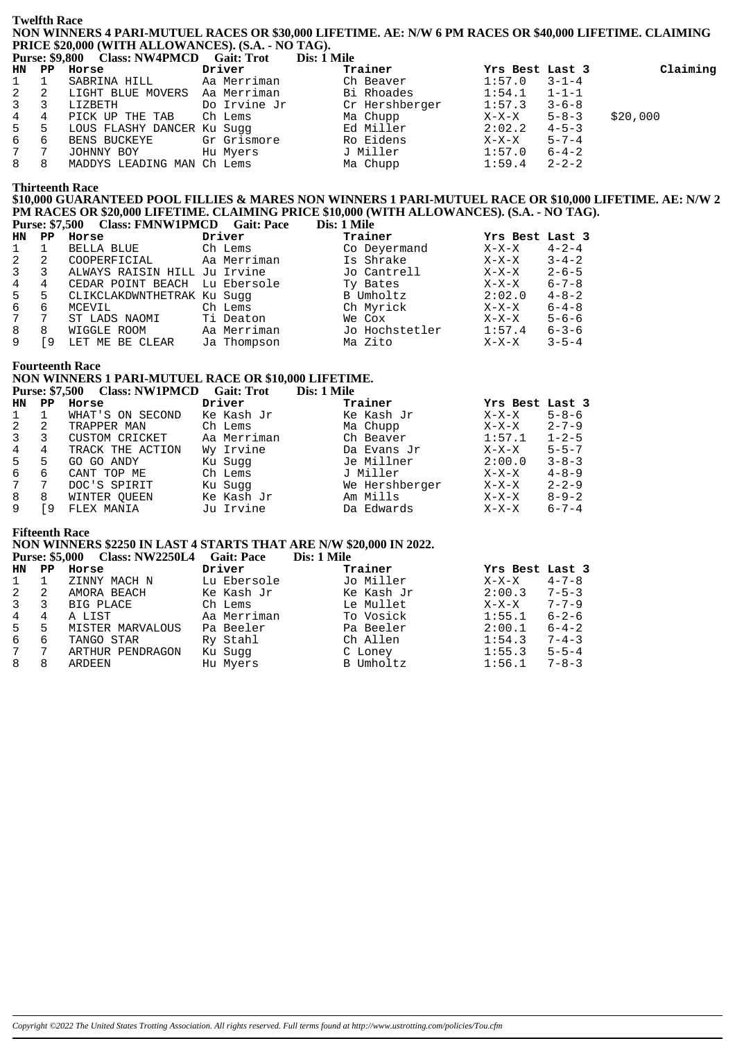**Twelfth Race**

**NON WINNERS 4 PARI-MUTUEL RACES OR $30,000 LIFETIME. AE: N/W 6 PM RACES OR $40,000 LIFETIME. CLAIMING PRICE $20,000 (WITH ALLOWANCES). (S.A. - NO TAG).**

**Purse: $9,800 Class: NW4PMCD Gait: Trot Dis: 1 Mile**

| HN | PP | Horse | Driver | Trainer | Yrs Best | Last 3 | Claiming |
|---|---|---|---|---|---|---|---|
| 1 | 1 | SABRINA HILL | Aa Merriman | Ch Beaver | 1:57.0 | 3-1-4 | |
| 2 | 2 | LIGHT BLUE MOVERS | Aa Merriman | Bi Rhoades | 1:54.1 | 1-1-1 | |
| 3 | 3 | LIZBETH | Do Irvine Jr | Cr Hershberger | 1:57.3 | 3-6-8 | |
| 4 | 4 | PICK UP THE TAB | Ch Lems | Ma Chupp | X-X-X | 5-8-3 | $20,000 |
| 5 | 5 | LOUS FLASHY DANCER | Ku Sugg | Ed Miller | 2:02.2 | 4-5-3 | |
| 6 | 6 | BENS BUCKEYE | Gr Grismore | Ro Eidens | X-X-X | 5-7-4 | |
| 7 | 7 | JOHNNY BOY | Hu Myers | J Miller | 1:57.0 | 6-4-2 | |
| 8 | 8 | MADDYS LEADING MAN | Ch Lems | Ma Chupp | 1:59.4 | 2-2-2 | |

**Thirteenth Race**

**$10,000 GUARANTEED POOL FILLIES & MARES NON WINNERS 1 PARI-MUTUEL RACE OR $10,000 LIFETIME. AE: N/W 2 PM RACES OR $20,000 LIFETIME. CLAIMING PRICE $10,000 (WITH ALLOWANCES). (S.A. - NO TAG).**

**Purse: $7,500 Class: FMNW1PMCD Gait: Pace Dis: 1 Mile**

| HN | PP | Horse | Driver | Trainer | Yrs Best | Last 3 |
|---|---|---|---|---|---|---|
| 1 | 1 | BELLA BLUE | Ch Lems | Co Deyermand | X-X-X | 4-2-4 |
| 2 | 2 | COOPERFICIAL | Aa Merriman | Is Shrake | X-X-X | 3-4-2 |
| 3 | 3 | ALWAYS RAISIN HILL | Ju Irvine | Jo Cantrell | X-X-X | 2-6-5 |
| 4 | 4 | CEDAR POINT BEACH | Lu Ebersole | Ty Bates | X-X-X | 6-7-8 |
| 5 | 5 | CLIKCLAKDWNTHETRAK | Ku Sugg | B Umholtz | 2:02.0 | 4-8-2 |
| 6 | 6 | MCEVIL | Ch Lems | Ch Myrick | X-X-X | 6-4-8 |
| 7 | 7 | ST LADS NAOMI | Ti Deaton | We Cox | X-X-X | 5-6-6 |
| 8 | 8 | WIGGLE ROOM | Aa Merriman | Jo Hochstetler | 1:57.4 | 6-3-6 |
| 9 | [9 | LET ME BE CLEAR | Ja Thompson | Ma Zito | X-X-X | 3-5-4 |

**Fourteenth Race**

**NON WINNERS 1 PARI-MUTUEL RACE OR $10,000 LIFETIME.**

**Purse: $7,500 Class: NW1PMCD Gait: Trot Dis: 1 Mile**

| HN | PP | Horse | Driver | Trainer | Yrs Best | Last 3 |
|---|---|---|---|---|---|---|
| 1 | 1 | WHAT'S ON SECOND | Ke Kash Jr | Ke Kash Jr | X-X-X | 5-8-6 |
| 2 | 2 | TRAPPER MAN | Ch Lems | Ma Chupp | X-X-X | 2-7-9 |
| 3 | 3 | CUSTOM CRICKET | Aa Merriman | Ch Beaver | 1:57.1 | 1-2-5 |
| 4 | 4 | TRACK THE ACTION | Wy Irvine | Da Evans Jr | X-X-X | 5-5-7 |
| 5 | 5 | GO GO ANDY | Ku Sugg | Je Millner | 2:00.0 | 3-8-3 |
| 6 | 6 | CANT TOP ME | Ch Lems | J Miller | X-X-X | 4-8-9 |
| 7 | 7 | DOC'S SPIRIT | Ku Sugg | We Hershberger | X-X-X | 2-2-9 |
| 8 | 8 | WINTER QUEEN | Ke Kash Jr | Am Mills | X-X-X | 8-9-2 |
| 9 | [9 | FLEX MANIA | Ju Irvine | Da Edwards | X-X-X | 6-7-4 |

**Fifteenth Race**

**NON WINNERS $2250 IN LAST 4 STARTS THAT ARE N/W $20,000 IN 2022.**

**Purse: $5,000 Class: NW2250L4 Gait: Pace Dis: 1 Mile**

| HN | PP | Horse | Driver | Trainer | Yrs Best | Last 3 |
|---|---|---|---|---|---|---|
| 1 | 1 | ZINNY MACH N | Lu Ebersole | Jo Miller | X-X-X | 4-7-8 |
| 2 | 2 | AMORA BEACH | Ke Kash Jr | Ke Kash Jr | 2:00.3 | 7-5-3 |
| 3 | 3 | BIG PLACE | Ch Lems | Le Mullet | X-X-X | 7-7-9 |
| 4 | 4 | A LIST | Aa Merriman | To Vosick | 1:55.1 | 6-2-6 |
| 5 | 5 | MISTER MARVALOUS | Pa Beeler | Pa Beeler | 2:00.1 | 6-4-2 |
| 6 | 6 | TANGO STAR | Ry Stahl | Ch Allen | 1:54.3 | 7-4-3 |
| 7 | 7 | ARTHUR PENDRAGON | Ku Sugg | C Loney | 1:55.3 | 5-5-4 |
| 8 | 8 | ARDEEN | Hu Myers | B Umholtz | 1:56.1 | 7-8-3 |

*Copyright ©2022 The United States Trotting Association. All rights reserved. Full terms found at http://www.ustrotting.com/policies/Tou.cfm*